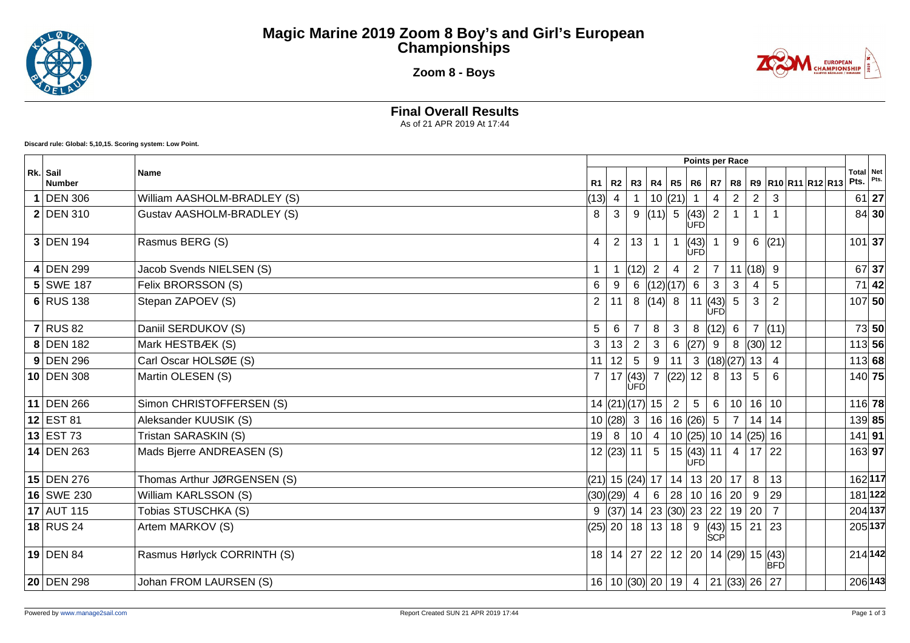# Magic Marine 2019 Zoom 8 Boy's and Girl's European Championships

## Zoom 8 - Boys

### Final Overall Results

As of 21 APR 2019 At 17:44

**Discard rule: Global: 5,10,15. Scoring system: Low Point.**

| Rk. | Sail Number | Name | R1 | R2 | R3 | R4 | R5 | R6 | R7 | R8 | R9 | R10 | R11 | R12 | R13 | Total Pts. | Net Pts. |
|---|---|---|---|---|---|---|---|---|---|---|---|---|---|---|---|---|---|
| 1 | DEN 306 | William AASHOLM-BRADLEY (S) | (13) | 4 | 1 | 10 | (21) | 1 | 4 | 2 | 2 | 3 | | | | 61 | **27** |
| 2 | DEN 310 | Gustav AASHOLM-BRADLEY (S) | 8 | 3 | 9 | (11) | 5 | (43) UFD | 2 | 1 | 1 | 1 | | | | 84 | **30** |
| 3 | DEN 194 | Rasmus BERG (S) | 4 | 2 | 13 | 1 | 1 | (43) UFD | 1 | 9 | 6 | (21) | | | | 101 | **37** |
| 4 | DEN 299 | Jacob Svends NIELSEN (S) | 1 | 1 | (12) | 2 | 4 | 2 | 7 | 11 | (18) | 9 | | | | 67 | **37** |
| 5 | SWE 187 | Felix BRORSSON (S) | 6 | 9 | 6 | (12) | (17) | 6 | 3 | 3 | 4 | 5 | | | | 71 | **42** |
| 6 | RUS 138 | Stepan ZAPOEV (S) | 2 | 11 | 8 | (14) | 8 | 11 | (43) UFD | 5 | 3 | 2 | | | | 107 | **50** |
| 7 | RUS 82 | Daniil SERDUKOV (S) | 5 | 6 | 7 | 8 | 3 | 8 | (12) | 6 | 7 | (11) | | | | 73 | **50** |
| 8 | DEN 182 | Mark HESTBÆK (S) | 3 | 13 | 2 | 3 | 6 | (27) | 9 | 8 | (30) | 12 | | | | 113 | **56** |
| 9 | DEN 296 | Carl Oscar HOLSØE (S) | 11 | 12 | 5 | 9 | 11 | 3 | (18) | (27) | 13 | 4 | | | | 113 | **68** |
| 10 | DEN 308 | Martin OLESEN (S) | 7 | 17 | (43) UFD | 7 | (22) | 12 | 8 | 13 | 5 | 6 | | | | 140 | **75** |
| 11 | DEN 266 | Simon CHRISTOFFERSEN (S) | 14 | (21) | (17) | 15 | 2 | 5 | 6 | 10 | 16 | 10 | | | | 116 | **78** |
| 12 | EST 81 | Aleksander KUUSIK (S) | 10 | (28) | 3 | 16 | 16 | (26) | 5 | 7 | 14 | 14 | | | | 139 | **85** |
| 13 | EST 73 | Tristan SARASKIN (S) | 19 | 8 | 10 | 4 | 10 | (25) | 10 | 14 | (25) | 16 | | | | 141 | **91** |
| 14 | DEN 263 | Mads Bjerre ANDREASEN (S) | 12 | (23) | 11 | 5 | 15 | (43) UFD | 11 | 4 | 17 | 22 | | | | 163 | **97** |
| 15 | DEN 276 | Thomas Arthur JØRGENSEN (S) | (21) | 15 | (24) | 17 | 14 | 13 | 20 | 17 | 8 | 13 | | | | 162 | **117** |
| 16 | SWE 230 | William KARLSSON (S) | (30) | (29) | 4 | 6 | 28 | 10 | 16 | 20 | 9 | 29 | | | | 181 | **122** |
| 17 | AUT 115 | Tobias STUSCHKA (S) | 9 | (37) | 14 | 23 | (30) | 23 | 22 | 19 | 20 | 7 | | | | 204 | **137** |
| 18 | RUS 24 | Artem MARKOV (S) | (25) | 20 | 18 | 13 | 18 | 9 | (43) SCP | 15 | 21 | 23 | | | | 205 | **137** |
| 19 | DEN 84 | Rasmus Hørlyck CORRINTH (S) | 18 | 14 | 27 | 22 | 12 | 20 | 14 | (29) | 15 | (43) BFD | | | | 214 | **142** |
| 20 | DEN 298 | Johan FROM LAURSEN (S) | 16 | 10 | (30) | 20 | 19 | 4 | 21 | (33) | 26 | 27 | | | | 206 | **143** |

Powered by www.manage2sail.com

Report Created SUN 21 APR 2019 17:44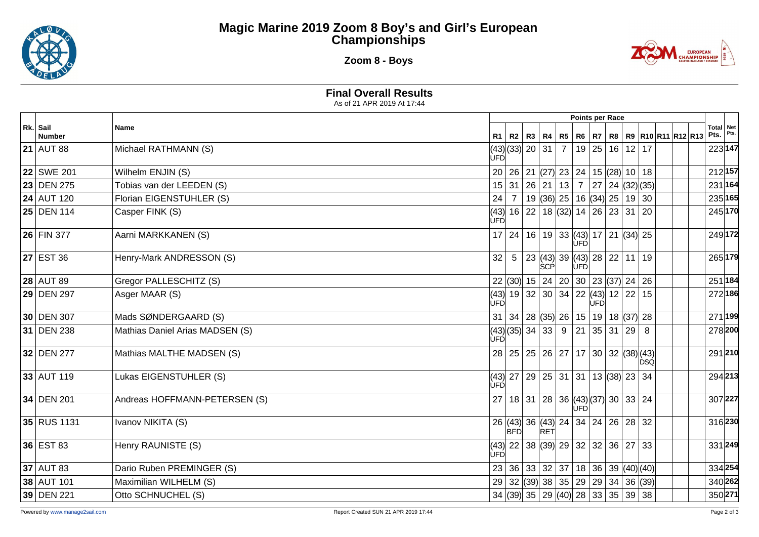# Magic Marine 2019 Zoom 8 Boy's and Girl's European Championships

## Zoom 8 - Boys

### Final Overall Results

As of 21 APR 2019 At 17:44

| Rk. | Sail Number | Name | R1 | R2 | R3 | R4 | R5 | R6 | R7 | R8 | R9 | R10 | R11 | R12 | R13 | Total Pts. | Net Pts. |
|---|---|---|---|---|---|---|---|---|---|---|---|---|---|---|---|---|---|
| | | | Points per Race | | | | | | | | | | | | | | |
| **21** | AUT 88 | Michael RATHMANN (S) | (43) UFD | (33) | 20 | 31 | 7 | 19 | 25 | 16 | 12 | 17 | | | | 223 | **147** |
| **22** | SWE 201 | Wilhelm ENJIN (S) | 20 | 26 | 21 | (27) | 23 | 24 | 15 | (28) | 10 | 18 | | | | 212 | **157** |
| **23** | DEN 275 | Tobias van der LEEDEN (S) | 15 | 31 | 26 | 21 | 13 | 7 | 27 | 24 | (32) | (35) | | | | 231 | **164** |
| **24** | AUT 120 | Florian EIGENSTUHLER (S) | 24 | 7 | 19 | (36) | 25 | 16 | (34) | 25 | 19 | 30 | | | | 235 | **165** |
| **25** | DEN 114 | Casper FINK (S) | (43) UFD | 16 | 22 | 18 | (32) | 14 | 26 | 23 | 31 | 20 | | | | 245 | **170** |
| **26** | FIN 377 | Aarni MARKKANEN (S) | 17 | 24 | 16 | 19 | 33 | (43) UFD | 17 | 21 | (34) | 25 | | | | 249 | **172** |
| **27** | EST 36 | Henry-Mark ANDRESSON (S) | 32 | 5 | 23 | (43) SCP | 39 | (43) UFD | 28 | 22 | 11 | 19 | | | | 265 | **179** |
| **28** | AUT 89 | Gregor PALLESCHITZ (S) | 22 | (30) | 15 | 24 | 20 | 30 | 23 | (37) | 24 | 26 | | | | 251 | **184** |
| **29** | DEN 297 | Asger MAAR (S) | (43) UFD | 19 | 32 | 30 | 34 | 22 | (43) UFD | 12 | 22 | 15 | | | | 272 | **186** |
| **30** | DEN 307 | Mads SØNDERGAARD (S) | 31 | 34 | 28 | (35) | 26 | 15 | 19 | 18 | (37) | 28 | | | | 271 | **199** |
| **31** | DEN 238 | Mathias Daniel Arias MADSEN (S) | (43) UFD | (35) | 34 | 33 | 9 | 21 | 35 | 31 | 29 | 8 | | | | 278 | **200** |
| **32** | DEN 277 | Mathias MALTHE MADSEN (S) | 28 | 25 | 25 | 26 | 27 | 17 | 30 | 32 | (38) | (43) DSQ | | | | 291 | **210** |
| **33** | AUT 119 | Lukas EIGENSTUHLER (S) | (43) UFD | 27 | 29 | 25 | 31 | 31 | 13 | (38) | 23 | 34 | | | | 294 | **213** |
| **34** | DEN 201 | Andreas HOFFMANN-PETERSEN (S) | 27 | 18 | 31 | 28 | 36 | (43) UFD | (37) | 30 | 33 | 24 | | | | 307 | **227** |
| **35** | RUS 1131 | Ivanov NIKITA (S) | 26 | (43) BFD | 36 | (43) RET | 24 | 34 | 24 | 26 | 28 | 32 | | | | 316 | **230** |
| **36** | EST 83 | Henry RAUNISTE (S) | (43) UFD | 22 | 38 | (39) | 29 | 32 | 32 | 36 | 27 | 33 | | | | 331 | **249** |
| **37** | AUT 83 | Dario Ruben PREMINGER (S) | 23 | 36 | 33 | 32 | 37 | 18 | 36 | 39 | (40) | (40) | | | | 334 | **254** |
| **38** | AUT 101 | Maximilian WILHELM (S) | 29 | 32 | (39) | 38 | 35 | 29 | 29 | 34 | 36 | (39) | | | | 340 | **262** |
| **39** | DEN 221 | Otto SCHNUCHEL (S) | 34 | (39) | 35 | 29 | (40) | 28 | 33 | 35 | 39 | 38 | | | | 350 | **271** |

Powered by www.manage2sail.com

Report Created SUN 21 APR 2019 17:44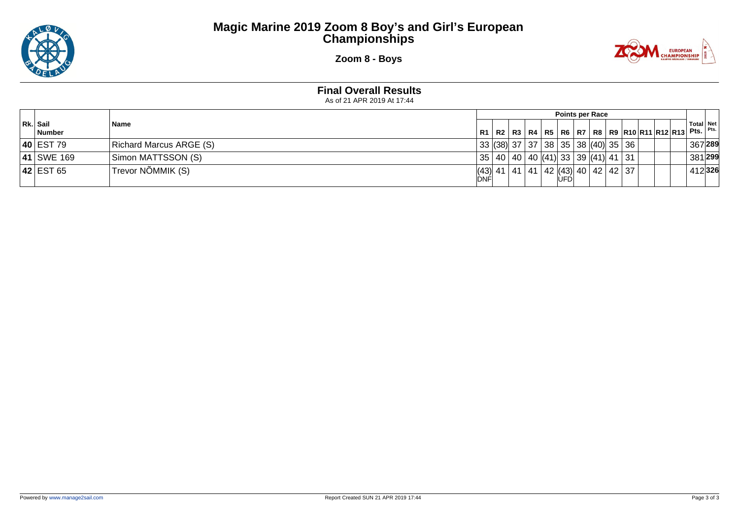# Magic Marine 2019 Zoom 8 Boy's and Girl's European Championships

## Zoom 8 - Boys

### Final Overall Results

As of 21 APR 2019 At 17:44

| Rk. | Sail Number | Name | Points per Race | | | | | | | | | | | | | Total Pts. | Net Pts. |
|---|---|---|---|---|---|---|---|---|---|---|---|---|---|---|---|---|---|
| | | | R1 | R2 | R3 | R4 | R5 | R6 | R7 | R8 | R9 | R10 | R11 | R12 | R13 | | |
| **40** | EST 79 | Richard Marcus ARGE (S) | 33 | (38) | 37 | 37 | 38 | 35 | 38 | (40) | 35 | 36 | | | | 367 | **289** |
| **41** | SWE 169 | Simon MATTSSON (S) | 35 | 40 | 40 | 40 | (41) | 33 | 39 | (41) | 41 | 31 | | | | 381 | **299** |
| **42** | EST 65 | Trevor NÕMMIK (S) | (43) DNF | 41 | 41 | 41 | 42 | (43) UFD | 40 | 42 | 42 | 37 | | | | 412 | **326** |

Powered by www.manage2sail.com

Report Created SUN 21 APR 2019 17:44